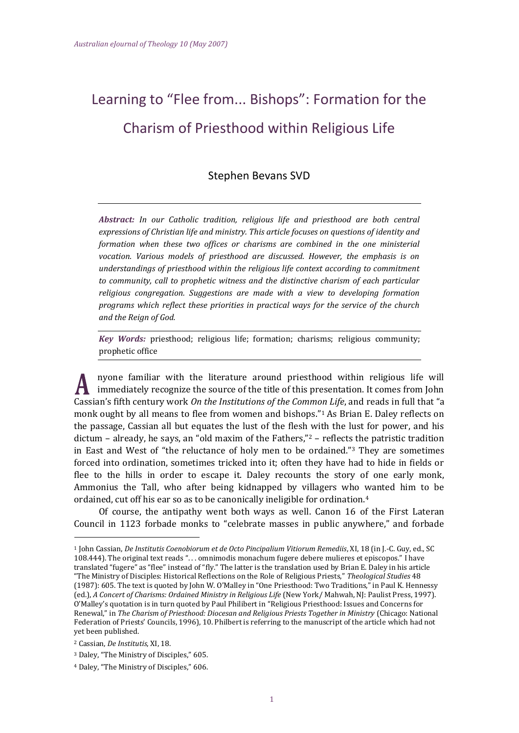# Learning to "Flee from... Bishops": Formation for the Charism of Priesthood within Religious Life

Stephen Bevans SVD

***Abstract:** In our Catholic tradition, religious life and priesthood are both central expressions of Christian life and ministry. This article focuses on questions of identity and formation when these two offices or charisms are combined in the one ministerial vocation. Various models of priesthood are discussed. However, the emphasis is on understandings of priesthood within the religious life context according to commitment to community, call to prophetic witness and the distinctive charism of each particular religious congregation. Suggestions are made with a view to developing formation programs which reflect these priorities in practical ways for the service of the church and the Reign of God.*

***Key Words:*** priesthood; religious life; formation; charisms; religious community; prophetic office

Anyone familiar with the literature around priesthood within religious life will immediately recognize the source of the title of this presentation. It comes from John Cassian's fifth century work *On the Institutions of the Common Life*, and reads in full that "a monk ought by all means to flee from women and bishops."[1] As Brian E. Daley reflects on the passage, Cassian all but equates the lust of the flesh with the lust for power, and his dictum – already, he says, an "old maxim of the Fathers,"[2] – reflects the patristic tradition in East and West of "the reluctance of holy men to be ordained."[3] They are sometimes forced into ordination, sometimes tricked into it; often they have had to hide in fields or flee to the hills in order to escape it. Daley recounts the story of one early monk, Ammonius the Tall, who after being kidnapped by villagers who wanted him to be ordained, cut off his ear so as to be canonically ineligible for ordination.[4]

Of course, the antipathy went both ways as well. Canon 16 of the First Lateran Council in 1123 forbade monks to "celebrate masses in public anywhere," and forbade

---

[1] John Cassian, *De Institutis Coenobiorum et de Octo Pincipalium Vitiorum Remediis*, XI, 18 (in J.-C. Guy, ed., SC 108.444). The original text reads ". . . omnimodis monachum fugere debere mulieres et episcopos." I have translated "fugere" as "flee" instead of "fly." The latter is the translation used by Brian E. Daley in his article "The Ministry of Disciples: Historical Reflections on the Role of Religious Priests," *Theological Studies* 48 (1987): 605. The text is quoted by John W. O'Malley in "One Priesthood: Two Traditions," in Paul K. Hennessy (ed.), *A Concert of Charisms: Ordained Ministry in Religious Life* (New York/ Mahwah, NJ: Paulist Press, 1997). O'Malley's quotation is in turn quoted by Paul Philibert in "Religious Priesthood: Issues and Concerns for Renewal," in *The Charism of Priesthood: Diocesan and Religious Priests Together in Ministry* (Chicago: National Federation of Priests' Councils, 1996), 10. Philbert is referring to the manuscript of the article which had not yet been published.

[2] Cassian, *De Institutis*, XI, 18.

[3] Daley, "The Ministry of Disciples," 605.

[4] Daley, "The Ministry of Disciples," 606.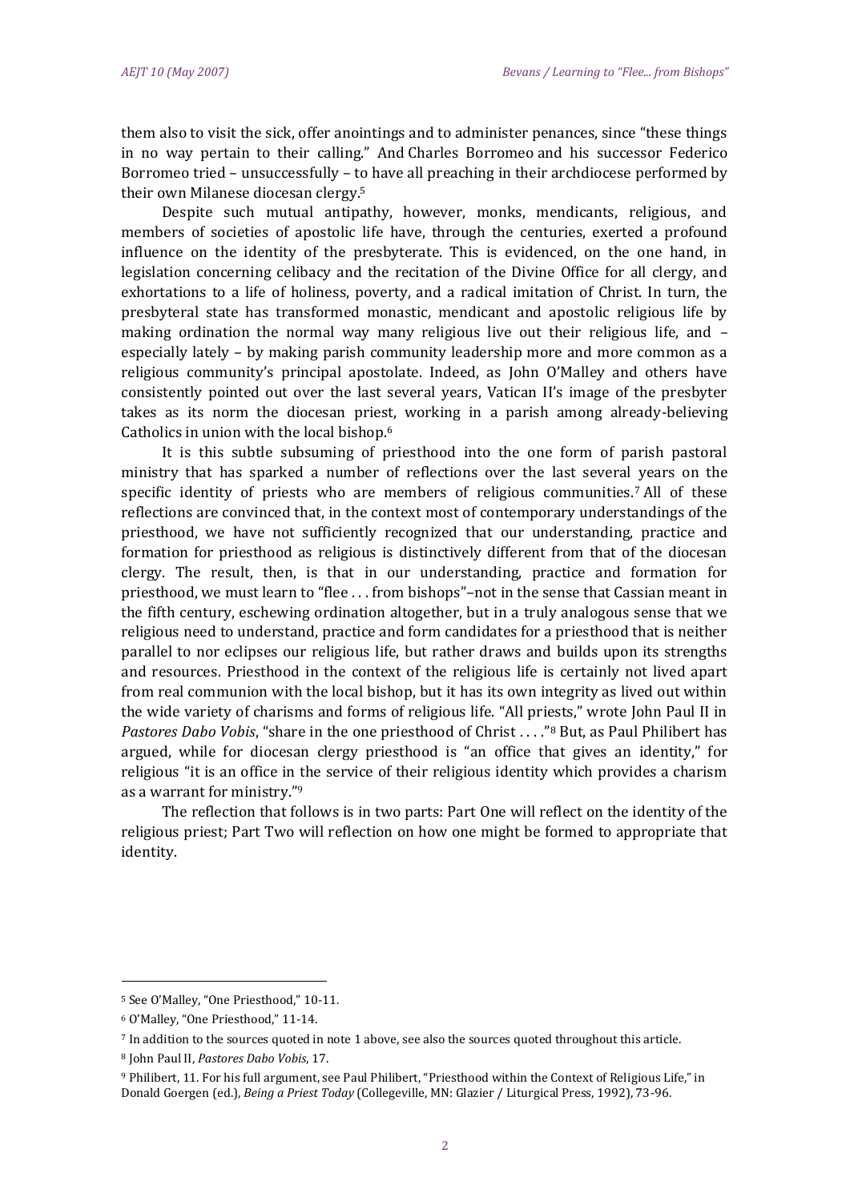them also to visit the sick, offer anointings and to administer penances, since "these things in no way pertain to their calling." And Charles Borromeo and his successor Federico Borromeo tried – unsuccessfully – to have all preaching in their archdiocese performed by their own Milanese diocesan clergy.[5]

Despite such mutual antipathy, however, monks, mendicants, religious, and members of societies of apostolic life have, through the centuries, exerted a profound influence on the identity of the presbyterate. This is evidenced, on the one hand, in legislation concerning celibacy and the recitation of the Divine Office for all clergy, and exhortations to a life of holiness, poverty, and a radical imitation of Christ. In turn, the presbyteral state has transformed monastic, mendicant and apostolic religious life by making ordination the normal way many religious live out their religious life, and – especially lately – by making parish community leadership more and more common as a religious community's principal apostolate. Indeed, as John O'Malley and others have consistently pointed out over the last several years, Vatican II's image of the presbyter takes as its norm the diocesan priest, working in a parish among already-believing Catholics in union with the local bishop.[6]

It is this subtle subsuming of priesthood into the one form of parish pastoral ministry that has sparked a number of reflections over the last several years on the specific identity of priests who are members of religious communities.[7] All of these reflections are convinced that, in the context most of contemporary understandings of the priesthood, we have not sufficiently recognized that our understanding, practice and formation for priesthood as religious is distinctively different from that of the diocesan clergy. The result, then, is that in our understanding, practice and formation for priesthood, we must learn to "flee . . . from bishops"–not in the sense that Cassian meant in the fifth century, eschewing ordination altogether, but in a truly analogous sense that we religious need to understand, practice and form candidates for a priesthood that is neither parallel to nor eclipses our religious life, but rather draws and builds upon its strengths and resources. Priesthood in the context of the religious life is certainly not lived apart from real communion with the local bishop, but it has its own integrity as lived out within the wide variety of charisms and forms of religious life. "All priests," wrote John Paul II in *Pastores Dabo Vobis*, "share in the one priesthood of Christ . . . ."[8] But, as Paul Philibert has argued, while for diocesan clergy priesthood is "an office that gives an identity," for religious "it is an office in the service of their religious identity which provides a charism as a warrant for ministry."[9]

The reflection that follows is in two parts: Part One will reflect on the identity of the religious priest; Part Two will reflection on how one might be formed to appropriate that identity.

---

[5] See O'Malley, "One Priesthood," 10-11.

[6] O'Malley, "One Priesthood," 11-14.

[7] In addition to the sources quoted in note 1 above, see also the sources quoted throughout this article.

[8] John Paul II, *Pastores Dabo Vobis*, 17.

[9] Philibert, 11. For his full argument, see Paul Philibert, "Priesthood within the Context of Religious Life," in Donald Goergen (ed.), *Being a Priest Today* (Collegeville, MN: Glazier / Liturgical Press, 1992), 73-96.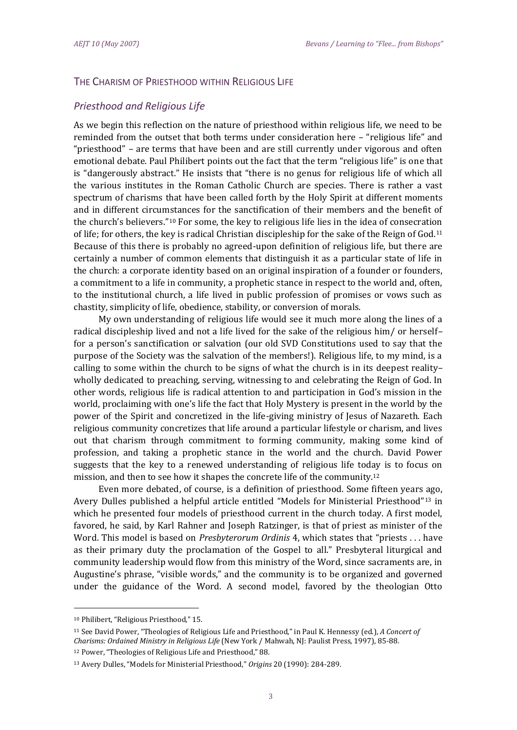## The Charism of Priesthood within Religious Life

### *Priesthood and Religious Life*

As we begin this reflection on the nature of priesthood within religious life, we need to be reminded from the outset that both terms under consideration here – "religious life" and "priesthood" – are terms that have been and are still currently under vigorous and often emotional debate. Paul Philibert points out the fact that the term "religious life" is one that is "dangerously abstract." He insists that "there is no genus for religious life of which all the various institutes in the Roman Catholic Church are species. There is rather a vast spectrum of charisms that have been called forth by the Holy Spirit at different moments and in different circumstances for the sanctification of their members and the benefit of the church's believers."[10] For some, the key to religious life lies in the idea of consecration of life; for others, the key is radical Christian discipleship for the sake of the Reign of God.[11] Because of this there is probably no agreed-upon definition of religious life, but there are certainly a number of common elements that distinguish it as a particular state of life in the church: a corporate identity based on an original inspiration of a founder or founders, a commitment to a life in community, a prophetic stance in respect to the world and, often, to the institutional church, a life lived in public profession of promises or vows such as chastity, simplicity of life, obedience, stability, or conversion of morals.

My own understanding of religious life would see it much more along the lines of a radical discipleship lived and not a life lived for the sake of the religious him/ or herself– for a person's sanctification or salvation (our old SVD Constitutions used to say that the purpose of the Society was the salvation of the members!). Religious life, to my mind, is a calling to some within the church to be signs of what the church is in its deepest reality– wholly dedicated to preaching, serving, witnessing to and celebrating the Reign of God. In other words, religious life is radical attention to and participation in God's mission in the world, proclaiming with one's life the fact that Holy Mystery is present in the world by the power of the Spirit and concretized in the life-giving ministry of Jesus of Nazareth. Each religious community concretizes that life around a particular lifestyle or charism, and lives out that charism through commitment to forming community, making some kind of profession, and taking a prophetic stance in the world and the church. David Power suggests that the key to a renewed understanding of religious life today is to focus on mission, and then to see how it shapes the concrete life of the community.[12]

Even more debated, of course, is a definition of priesthood. Some fifteen years ago, Avery Dulles published a helpful article entitled "Models for Ministerial Priesthood"[13] in which he presented four models of priesthood current in the church today. A first model, favored, he said, by Karl Rahner and Joseph Ratzinger, is that of priest as minister of the Word. This model is based on *Presbyterorum Ordinis* 4, which states that "priests . . . have as their primary duty the proclamation of the Gospel to all." Presbyteral liturgical and community leadership would flow from this ministry of the Word, since sacraments are, in Augustine's phrase, "visible words," and the community is to be organized and governed under the guidance of the Word. A second model, favored by the theologian Otto

---

[10] Philibert, "Religious Priesthood," 15.

[11] See David Power, "Theologies of Religious Life and Priesthood," in Paul K. Hennessy (ed.), *A Concert of Charisms: Ordained Ministry in Religious Life* (New York / Mahwah, NJ: Paulist Press, 1997), 85-88.

[12] Power, "Theologies of Religious Life and Priesthood," 88.

[13] Avery Dulles, "Models for Ministerial Priesthood," *Origins* 20 (1990): 284-289.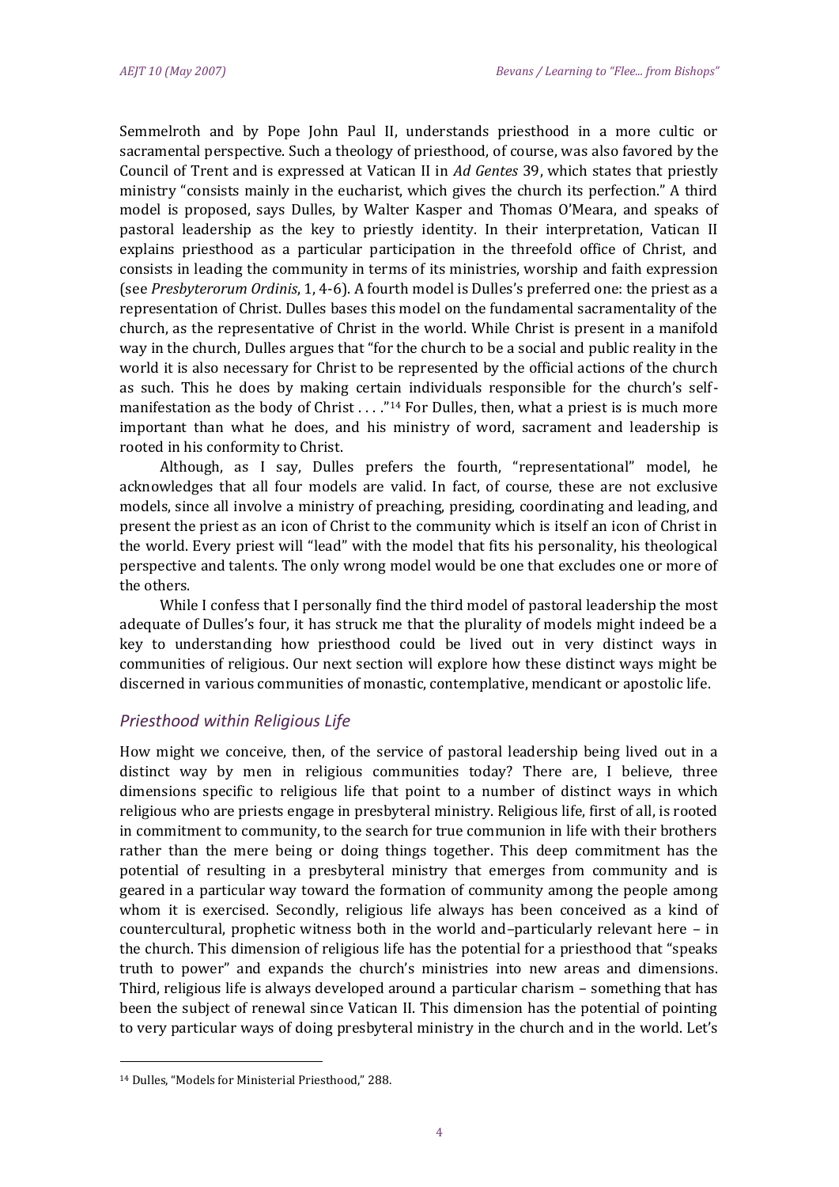Semmelroth and by Pope John Paul II, understands priesthood in a more cultic or sacramental perspective. Such a theology of priesthood, of course, was also favored by the Council of Trent and is expressed at Vatican II in *Ad Gentes* 39, which states that priestly ministry "consists mainly in the eucharist, which gives the church its perfection." A third model is proposed, says Dulles, by Walter Kasper and Thomas O'Meara, and speaks of pastoral leadership as the key to priestly identity. In their interpretation, Vatican II explains priesthood as a particular participation in the threefold office of Christ, and consists in leading the community in terms of its ministries, worship and faith expression (see *Presbyterorum Ordinis*, 1, 4-6). A fourth model is Dulles's preferred one: the priest as a representation of Christ. Dulles bases this model on the fundamental sacramentality of the church, as the representative of Christ in the world. While Christ is present in a manifold way in the church, Dulles argues that "for the church to be a social and public reality in the world it is also necessary for Christ to be represented by the official actions of the church as such. This he does by making certain individuals responsible for the church's self-manifestation as the body of Christ . . . ."[14] For Dulles, then, what a priest is is much more important than what he does, and his ministry of word, sacrament and leadership is rooted in his conformity to Christ.

Although, as I say, Dulles prefers the fourth, "representational" model, he acknowledges that all four models are valid. In fact, of course, these are not exclusive models, since all involve a ministry of preaching, presiding, coordinating and leading, and present the priest as an icon of Christ to the community which is itself an icon of Christ in the world. Every priest will "lead" with the model that fits his personality, his theological perspective and talents. The only wrong model would be one that excludes one or more of the others.

While I confess that I personally find the third model of pastoral leadership the most adequate of Dulles's four, it has struck me that the plurality of models might indeed be a key to understanding how priesthood could be lived out in very distinct ways in communities of religious. Our next section will explore how these distinct ways might be discerned in various communities of monastic, contemplative, mendicant or apostolic life.

## *Priesthood within Religious Life*

How might we conceive, then, of the service of pastoral leadership being lived out in a distinct way by men in religious communities today? There are, I believe, three dimensions specific to religious life that point to a number of distinct ways in which religious who are priests engage in presbyteral ministry. Religious life, first of all, is rooted in commitment to community, to the search for true communion in life with their brothers rather than the mere being or doing things together. This deep commitment has the potential of resulting in a presbyteral ministry that emerges from community and is geared in a particular way toward the formation of community among the people among whom it is exercised. Secondly, religious life always has been conceived as a kind of countercultural, prophetic witness both in the world and–particularly relevant here – in the church. This dimension of religious life has the potential for a priesthood that "speaks truth to power" and expands the church's ministries into new areas and dimensions. Third, religious life is always developed around a particular charism – something that has been the subject of renewal since Vatican II. This dimension has the potential of pointing to very particular ways of doing presbyteral ministry in the church and in the world. Let's

[14] Dulles, "Models for Ministerial Priesthood," 288.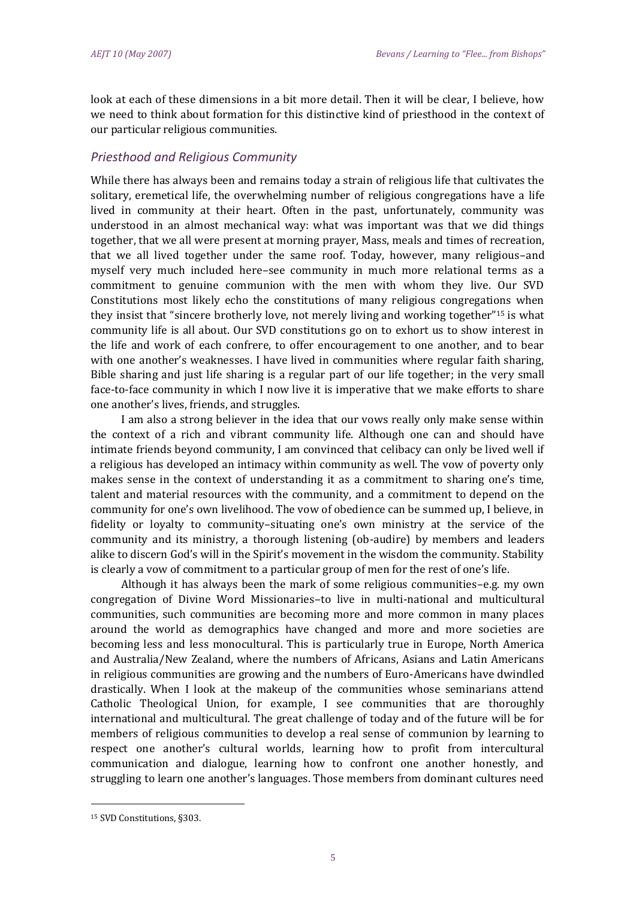look at each of these dimensions in a bit more detail. Then it will be clear, I believe, how we need to think about formation for this distinctive kind of priesthood in the context of our particular religious communities.

### *Priesthood and Religious Community*

While there has always been and remains today a strain of religious life that cultivates the solitary, eremetical life, the overwhelming number of religious congregations have a life lived in community at their heart. Often in the past, unfortunately, community was understood in an almost mechanical way: what was important was that we did things together, that we all were present at morning prayer, Mass, meals and times of recreation, that we all lived together under the same roof. Today, however, many religious–and myself very much included here–see community in much more relational terms as a commitment to genuine communion with the men with whom they live. Our SVD Constitutions most likely echo the constitutions of many religious congregations when they insist that "sincere brotherly love, not merely living and working together"[15] is what community life is all about. Our SVD constitutions go on to exhort us to show interest in the life and work of each confrere, to offer encouragement to one another, and to bear with one another's weaknesses. I have lived in communities where regular faith sharing, Bible sharing and just life sharing is a regular part of our life together; in the very small face-to-face community in which I now live it is imperative that we make efforts to share one another's lives, friends, and struggles.

I am also a strong believer in the idea that our vows really only make sense within the context of a rich and vibrant community life. Although one can and should have intimate friends beyond community, I am convinced that celibacy can only be lived well if a religious has developed an intimacy within community as well. The vow of poverty only makes sense in the context of understanding it as a commitment to sharing one's time, talent and material resources with the community, and a commitment to depend on the community for one's own livelihood. The vow of obedience can be summed up, I believe, in fidelity or loyalty to community–situating one's own ministry at the service of the community and its ministry, a thorough listening (ob-audire) by members and leaders alike to discern God's will in the Spirit's movement in the wisdom the community. Stability is clearly a vow of commitment to a particular group of men for the rest of one's life.

Although it has always been the mark of some religious communities–e.g. my own congregation of Divine Word Missionaries–to live in multi-national and multicultural communities, such communities are becoming more and more common in many places around the world as demographics have changed and more and more societies are becoming less and less monocultural. This is particularly true in Europe, North America and Australia/New Zealand, where the numbers of Africans, Asians and Latin Americans in religious communities are growing and the numbers of Euro-Americans have dwindled drastically. When I look at the makeup of the communities whose seminarians attend Catholic Theological Union, for example, I see communities that are thoroughly international and multicultural. The great challenge of today and of the future will be for members of religious communities to develop a real sense of communion by learning to respect one another's cultural worlds, learning how to profit from intercultural communication and dialogue, learning how to confront one another honestly, and struggling to learn one another's languages. Those members from dominant cultures need

---

[15] SVD Constitutions, §303.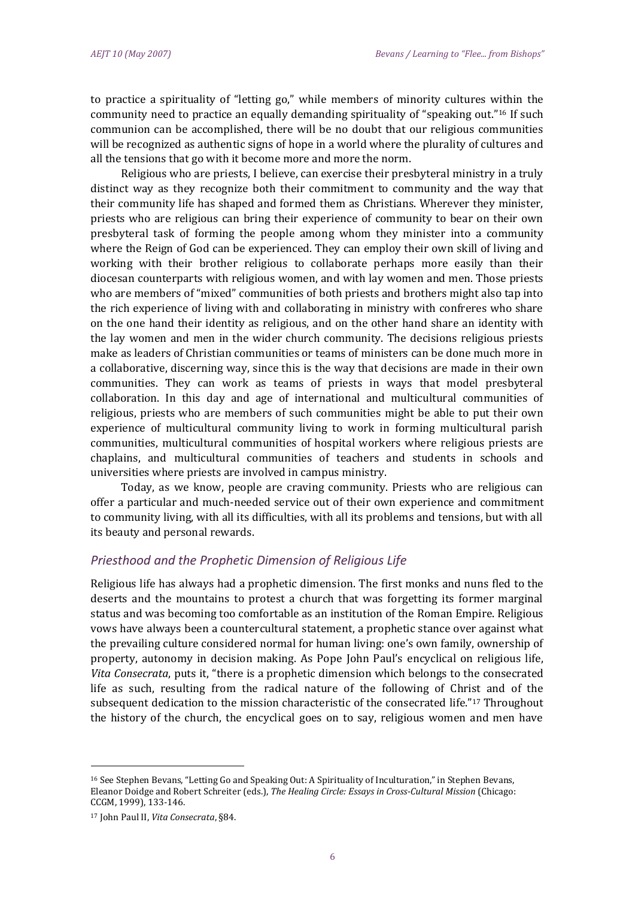to practice a spirituality of "letting go," while members of minority cultures within the community need to practice an equally demanding spirituality of "speaking out."[16] If such communion can be accomplished, there will be no doubt that our religious communities will be recognized as authentic signs of hope in a world where the plurality of cultures and all the tensions that go with it become more and more the norm.

Religious who are priests, I believe, can exercise their presbyteral ministry in a truly distinct way as they recognize both their commitment to community and the way that their community life has shaped and formed them as Christians. Wherever they minister, priests who are religious can bring their experience of community to bear on their own presbyteral task of forming the people among whom they minister into a community where the Reign of God can be experienced. They can employ their own skill of living and working with their brother religious to collaborate perhaps more easily than their diocesan counterparts with religious women, and with lay women and men. Those priests who are members of "mixed" communities of both priests and brothers might also tap into the rich experience of living with and collaborating in ministry with confreres who share on the one hand their identity as religious, and on the other hand share an identity with the lay women and men in the wider church community. The decisions religious priests make as leaders of Christian communities or teams of ministers can be done much more in a collaborative, discerning way, since this is the way that decisions are made in their own communities. They can work as teams of priests in ways that model presbyteral collaboration. In this day and age of international and multicultural communities of religious, priests who are members of such communities might be able to put their own experience of multicultural community living to work in forming multicultural parish communities, multicultural communities of hospital workers where religious priests are chaplains, and multicultural communities of teachers and students in schools and universities where priests are involved in campus ministry.

Today, as we know, people are craving community. Priests who are religious can offer a particular and much-needed service out of their own experience and commitment to community living, with all its difficulties, with all its problems and tensions, but with all its beauty and personal rewards.

## *Priesthood and the Prophetic Dimension of Religious Life*

Religious life has always had a prophetic dimension. The first monks and nuns fled to the deserts and the mountains to protest a church that was forgetting its former marginal status and was becoming too comfortable as an institution of the Roman Empire. Religious vows have always been a countercultural statement, a prophetic stance over against what the prevailing culture considered normal for human living: one's own family, ownership of property, autonomy in decision making. As Pope John Paul's encyclical on religious life, *Vita Consecrata*, puts it, "there is a prophetic dimension which belongs to the consecrated life as such, resulting from the radical nature of the following of Christ and of the subsequent dedication to the mission characteristic of the consecrated life."[17] Throughout the history of the church, the encyclical goes on to say, religious women and men have

---

[16] See Stephen Bevans, "Letting Go and Speaking Out: A Spirituality of Inculturation," in Stephen Bevans, Eleanor Doidge and Robert Schreiter (eds.), *The Healing Circle: Essays in Cross-Cultural Mission* (Chicago: CCGM, 1999), 133-146.

[17] John Paul II, *Vita Consecrata*, §84.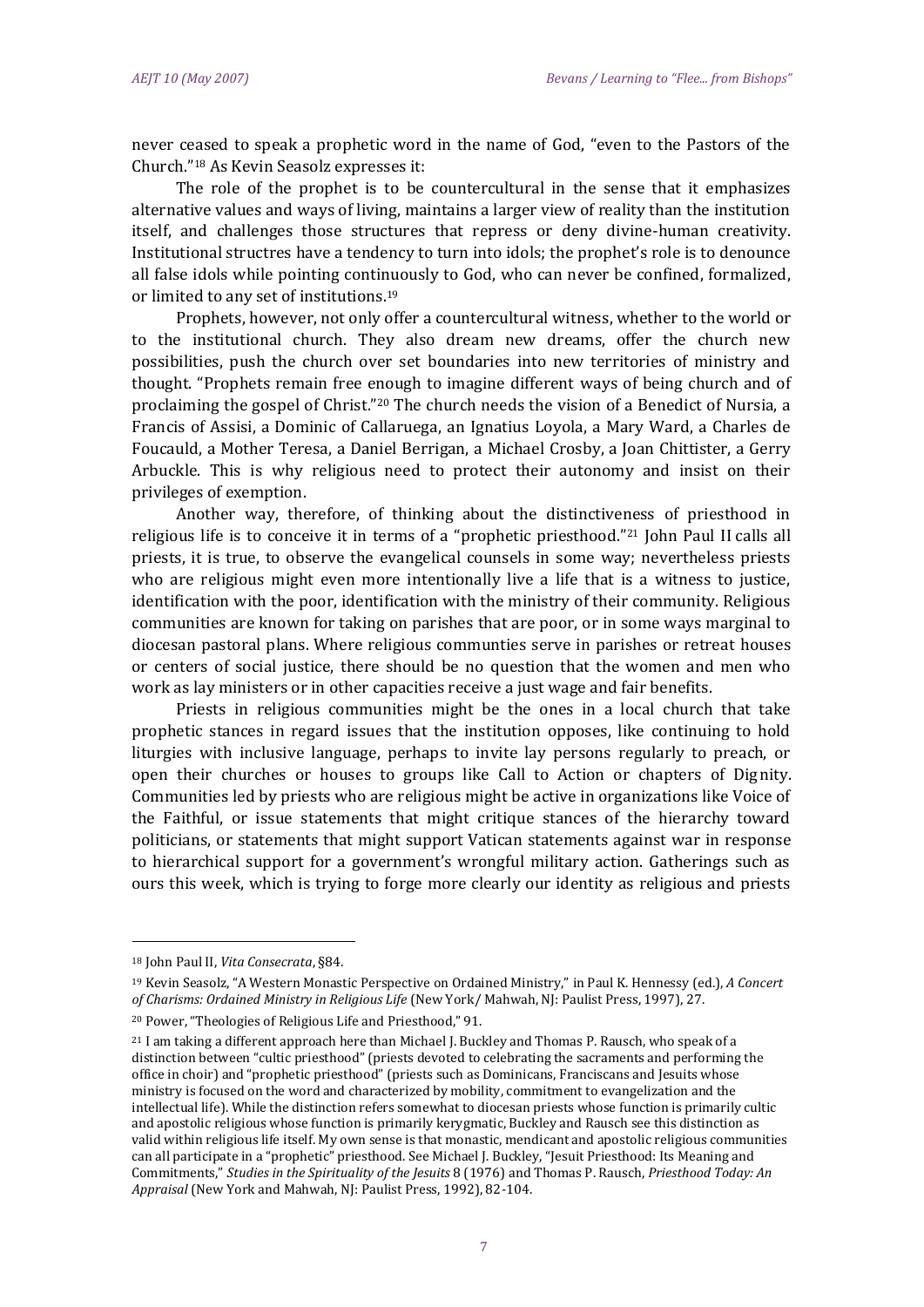never ceased to speak a prophetic word in the name of God, "even to the Pastors of the Church."[18] As Kevin Seasolz expresses it:

The role of the prophet is to be countercultural in the sense that it emphasizes alternative values and ways of living, maintains a larger view of reality than the institution itself, and challenges those structures that repress or deny divine-human creativity. Institutional structres have a tendency to turn into idols; the prophet's role is to denounce all false idols while pointing continuously to God, who can never be confined, formalized, or limited to any set of institutions.[19]

Prophets, however, not only offer a countercultural witness, whether to the world or to the institutional church. They also dream new dreams, offer the church new possibilities, push the church over set boundaries into new territories of ministry and thought. "Prophets remain free enough to imagine different ways of being church and of proclaiming the gospel of Christ."[20] The church needs the vision of a Benedict of Nursia, a Francis of Assisi, a Dominic of Callaruega, an Ignatius Loyola, a Mary Ward, a Charles de Foucauld, a Mother Teresa, a Daniel Berrigan, a Michael Crosby, a Joan Chittister, a Gerry Arbuckle. This is why religious need to protect their autonomy and insist on their privileges of exemption.

Another way, therefore, of thinking about the distinctiveness of priesthood in religious life is to conceive it in terms of a "prophetic priesthood."[21] John Paul II calls all priests, it is true, to observe the evangelical counsels in some way; nevertheless priests who are religious might even more intentionally live a life that is a witness to justice, identification with the poor, identification with the ministry of their community. Religious communities are known for taking on parishes that are poor, or in some ways marginal to diocesan pastoral plans. Where religious communties serve in parishes or retreat houses or centers of social justice, there should be no question that the women and men who work as lay ministers or in other capacities receive a just wage and fair benefits.

Priests in religious communities might be the ones in a local church that take prophetic stances in regard issues that the institution opposes, like continuing to hold liturgies with inclusive language, perhaps to invite lay persons regularly to preach, or open their churches or houses to groups like Call to Action or chapters of Dignity. Communities led by priests who are religious might be active in organizations like Voice of the Faithful, or issue statements that might critique stances of the hierarchy toward politicians, or statements that might support Vatican statements against war in response to hierarchical support for a government's wrongful military action. Gatherings such as ours this week, which is trying to forge more clearly our identity as religious and priests

---

[18] John Paul II, *Vita Consecrata*, §84.

[19] Kevin Seasolz, "A Western Monastic Perspective on Ordained Ministry," in Paul K. Hennessy (ed.), *A Concert of Charisms: Ordained Ministry in Religious Life* (New York/ Mahwah, NJ: Paulist Press, 1997), 27.

[20] Power, "Theologies of Religious Life and Priesthood," 91.

[21] I am taking a different approach here than Michael J. Buckley and Thomas P. Rausch, who speak of a distinction between "cultic priesthood" (priests devoted to celebrating the sacraments and performing the office in choir) and "prophetic priesthood" (priests such as Dominicans, Franciscans and Jesuits whose ministry is focused on the word and characterized by mobility, commitment to evangelization and the intellectual life). While the distinction refers somewhat to diocesan priests whose function is primarily cultic and apostolic religious whose function is primarily kerygmatic, Buckley and Rausch see this distinction as valid within religious life itself. My own sense is that monastic, mendicant and apostolic religious communities can all participate in a "prophetic" priesthood. See Michael J. Buckley, "Jesuit Priesthood: Its Meaning and Commitments," *Studies in the Spirituality of the Jesuits* 8 (1976) and Thomas P. Rausch, *Priesthood Today: An Appraisal* (New York and Mahwah, NJ: Paulist Press, 1992), 82-104.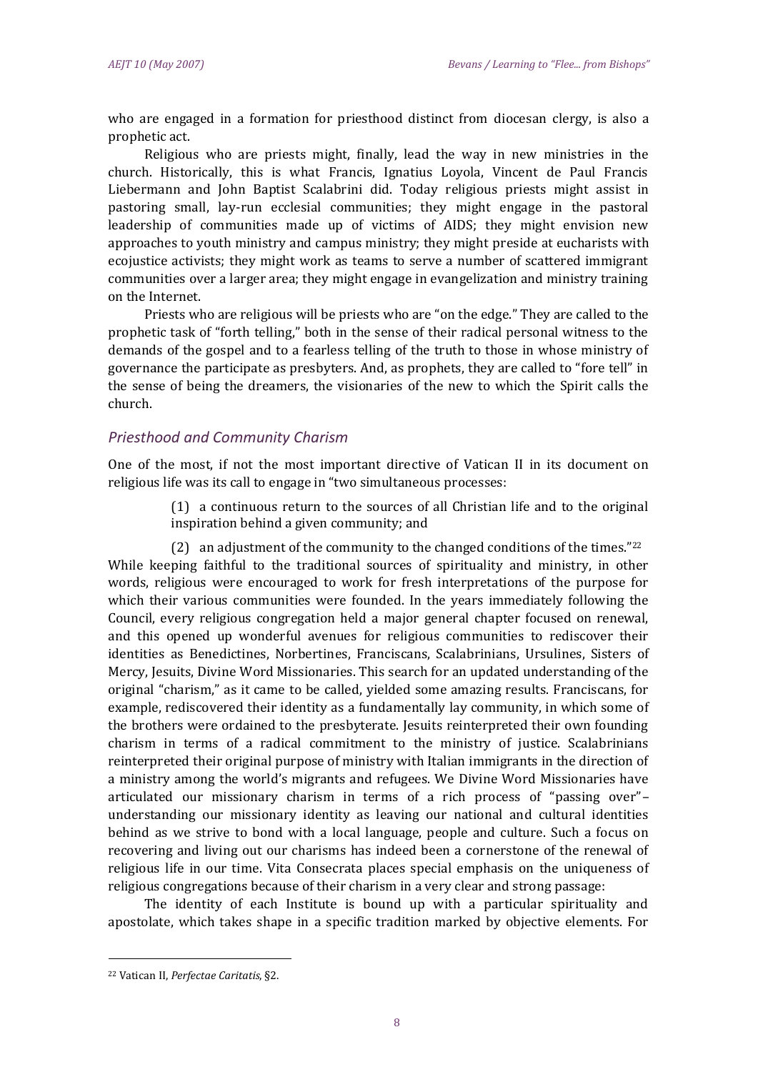who are engaged in a formation for priesthood distinct from diocesan clergy, is also a prophetic act.

Religious who are priests might, finally, lead the way in new ministries in the church. Historically, this is what Francis, Ignatius Loyola, Vincent de Paul Francis Liebermann and John Baptist Scalabrini did. Today religious priests might assist in pastoring small, lay-run ecclesial communities; they might engage in the pastoral leadership of communities made up of victims of AIDS; they might envision new approaches to youth ministry and campus ministry; they might preside at eucharists with ecojustice activists; they might work as teams to serve a number of scattered immigrant communities over a larger area; they might engage in evangelization and ministry training on the Internet.

Priests who are religious will be priests who are "on the edge." They are called to the prophetic task of "forth telling," both in the sense of their radical personal witness to the demands of the gospel and to a fearless telling of the truth to those in whose ministry of governance the participate as presbyters. And, as prophets, they are called to "fore tell" in the sense of being the dreamers, the visionaries of the new to which the Spirit calls the church.

### *Priesthood and Community Charism*

One of the most, if not the most important directive of Vatican II in its document on religious life was its call to engage in "two simultaneous processes:

> (1) a continuous return to the sources of all Christian life and to the original inspiration behind a given community; and
>
> (2) an adjustment of the community to the changed conditions of the times."[22]

While keeping faithful to the traditional sources of spirituality and ministry, in other words, religious were encouraged to work for fresh interpretations of the purpose for which their various communities were founded. In the years immediately following the Council, every religious congregation held a major general chapter focused on renewal, and this opened up wonderful avenues for religious communities to rediscover their identities as Benedictines, Norbertines, Franciscans, Scalabrinians, Ursulines, Sisters of Mercy, Jesuits, Divine Word Missionaries. This search for an updated understanding of the original "charism," as it came to be called, yielded some amazing results. Franciscans, for example, rediscovered their identity as a fundamentally lay community, in which some of the brothers were ordained to the presbyterate. Jesuits reinterpreted their own founding charism in terms of a radical commitment to the ministry of justice. Scalabrinians reinterpreted their original purpose of ministry with Italian immigrants in the direction of a ministry among the world's migrants and refugees. We Divine Word Missionaries have articulated our missionary charism in terms of a rich process of "passing over"– understanding our missionary identity as leaving our national and cultural identities behind as we strive to bond with a local language, people and culture. Such a focus on recovering and living out our charisms has indeed been a cornerstone of the renewal of religious life in our time. Vita Consecrata places special emphasis on the uniqueness of religious congregations because of their charism in a very clear and strong passage:

The identity of each Institute is bound up with a particular spirituality and apostolate, which takes shape in a specific tradition marked by objective elements. For

---

[22] Vatican II, *Perfectae Caritatis*, §2.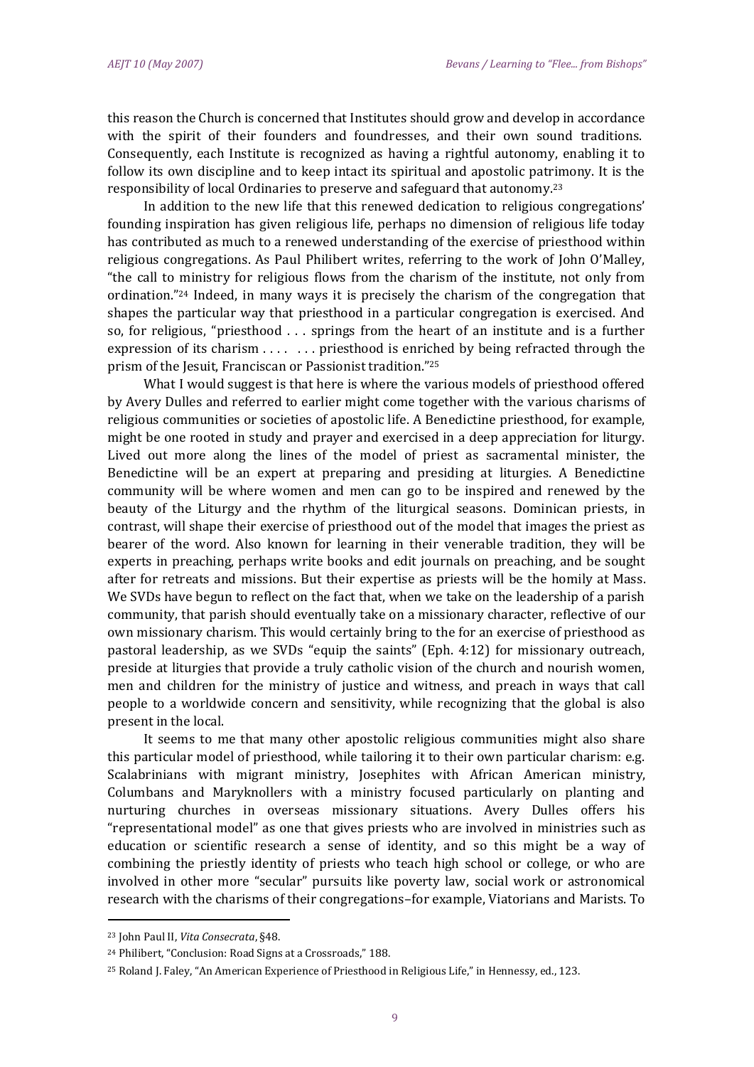this reason the Church is concerned that Institutes should grow and develop in accordance with the spirit of their founders and foundresses, and their own sound traditions. Consequently, each Institute is recognized as having a rightful autonomy, enabling it to follow its own discipline and to keep intact its spiritual and apostolic patrimony. It is the responsibility of local Ordinaries to preserve and safeguard that autonomy.[23]

In addition to the new life that this renewed dedication to religious congregations' founding inspiration has given religious life, perhaps no dimension of religious life today has contributed as much to a renewed understanding of the exercise of priesthood within religious congregations. As Paul Philibert writes, referring to the work of John O'Malley, "the call to ministry for religious flows from the charism of the institute, not only from ordination."[24] Indeed, in many ways it is precisely the charism of the congregation that shapes the particular way that priesthood in a particular congregation is exercised. And so, for religious, "priesthood . . . springs from the heart of an institute and is a further expression of its charism . . . .  . . . priesthood is enriched by being refracted through the prism of the Jesuit, Franciscan or Passionist tradition."[25]

What I would suggest is that here is where the various models of priesthood offered by Avery Dulles and referred to earlier might come together with the various charisms of religious communities or societies of apostolic life. A Benedictine priesthood, for example, might be one rooted in study and prayer and exercised in a deep appreciation for liturgy. Lived out more along the lines of the model of priest as sacramental minister, the Benedictine will be an expert at preparing and presiding at liturgies. A Benedictine community will be where women and men can go to be inspired and renewed by the beauty of the Liturgy and the rhythm of the liturgical seasons. Dominican priests, in contrast, will shape their exercise of priesthood out of the model that images the priest as bearer of the word. Also known for learning in their venerable tradition, they will be experts in preaching, perhaps write books and edit journals on preaching, and be sought after for retreats and missions. But their expertise as priests will be the homily at Mass. We SVDs have begun to reflect on the fact that, when we take on the leadership of a parish community, that parish should eventually take on a missionary character, reflective of our own missionary charism. This would certainly bring to the for an exercise of priesthood as pastoral leadership, as we SVDs "equip the saints" (Eph. 4:12) for missionary outreach, preside at liturgies that provide a truly catholic vision of the church and nourish women, men and children for the ministry of justice and witness, and preach in ways that call people to a worldwide concern and sensitivity, while recognizing that the global is also present in the local.

It seems to me that many other apostolic religious communities might also share this particular model of priesthood, while tailoring it to their own particular charism: e.g. Scalabrinians with migrant ministry, Josephites with African American ministry, Columbans and Maryknollers with a ministry focused particularly on planting and nurturing churches in overseas missionary situations. Avery Dulles offers his "representational model" as one that gives priests who are involved in ministries such as education or scientific research a sense of identity, and so this might be a way of combining the priestly identity of priests who teach high school or college, or who are involved in other more "secular" pursuits like poverty law, social work or astronomical research with the charisms of their congregations–for example, Viatorians and Marists. To

---

[23] John Paul II, *Vita Consecrata*, §48.

[24] Philibert, "Conclusion: Road Signs at a Crossroads," 188.

[25] Roland J. Faley, "An American Experience of Priesthood in Religious Life," in Hennessy, ed., 123.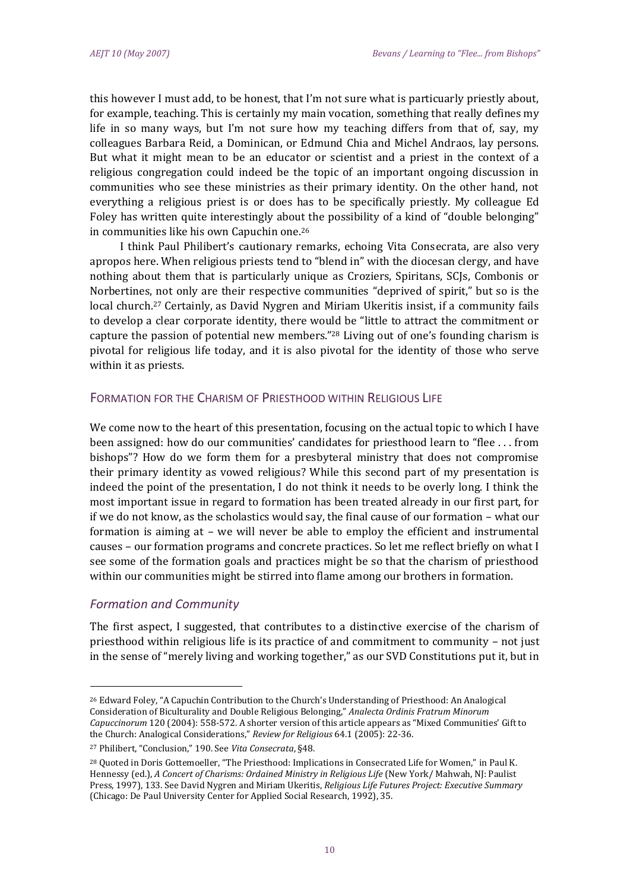this however I must add, to be honest, that I'm not sure what is particularly priestly about, for example, teaching. This is certainly my main vocation, something that really defines my life in so many ways, but I'm not sure how my teaching differs from that of, say, my colleagues Barbara Reid, a Dominican, or Edmund Chia and Michel Andraos, lay persons. But what it might mean to be an educator or scientist and a priest in the context of a religious congregation could indeed be the topic of an important ongoing discussion in communities who see these ministries as their primary identity. On the other hand, not everything a religious priest is or does has to be specifically priestly. My colleague Ed Foley has written quite interestingly about the possibility of a kind of "double belonging" in communities like his own Capuchin one.[26]

I think Paul Philibert's cautionary remarks, echoing Vita Consecrata, are also very apropos here. When religious priests tend to "blend in" with the diocesan clergy, and have nothing about them that is particularly unique as Croziers, Spiritans, SCJs, Combonis or Norbertines, not only are their respective communities "deprived of spirit," but so is the local church.[27] Certainly, as David Nygren and Miriam Ukeritis insist, if a community fails to develop a clear corporate identity, there would be "little to attract the commitment or capture the passion of potential new members."[28] Living out of one's founding charism is pivotal for religious life today, and it is also pivotal for the identity of those who serve within it as priests.

## Formation for the Charism of Priesthood within Religious Life

We come now to the heart of this presentation, focusing on the actual topic to which I have been assigned: how do our communities' candidates for priesthood learn to "flee . . . from bishops"? How do we form them for a presbyteral ministry that does not compromise their primary identity as vowed religious? While this second part of my presentation is indeed the point of the presentation, I do not think it needs to be overly long. I think the most important issue in regard to formation has been treated already in our first part, for if we do not know, as the scholastics would say, the final cause of our formation – what our formation is aiming at – we will never be able to employ the efficient and instrumental causes – our formation programs and concrete practices. So let me reflect briefly on what I see some of the formation goals and practices might be so that the charism of priesthood within our communities might be stirred into flame among our brothers in formation.

### *Formation and Community*

The first aspect, I suggested, that contributes to a distinctive exercise of the charism of priesthood within religious life is its practice of and commitment to community – not just in the sense of "merely living and working together," as our SVD Constitutions put it, but in

---

[26] Edward Foley, "A Capuchin Contribution to the Church's Understanding of Priesthood: An Analogical Consideration of Biculturality and Double Religious Belonging," *Analecta Ordinis Fratrum Minorum Capuccinorum* 120 (2004): 558-572. A shorter version of this article appears as "Mixed Communities' Gift to the Church: Analogical Considerations," *Review for Religious* 64.1 (2005): 22-36.

[27] Philibert, "Conclusion," 190. See *Vita Consecrata*, §48.

[28] Quoted in Doris Gottemoeller, "The Priesthood: Implications in Consecrated Life for Women," in Paul K. Hennessy (ed.), *A Concert of Charisms: Ordained Ministry in Religious Life* (New York/ Mahwah, NJ: Paulist Press, 1997), 133. See David Nygren and Miriam Ukeritis, *Religious Life Futures Project: Executive Summary* (Chicago: De Paul University Center for Applied Social Research, 1992), 35.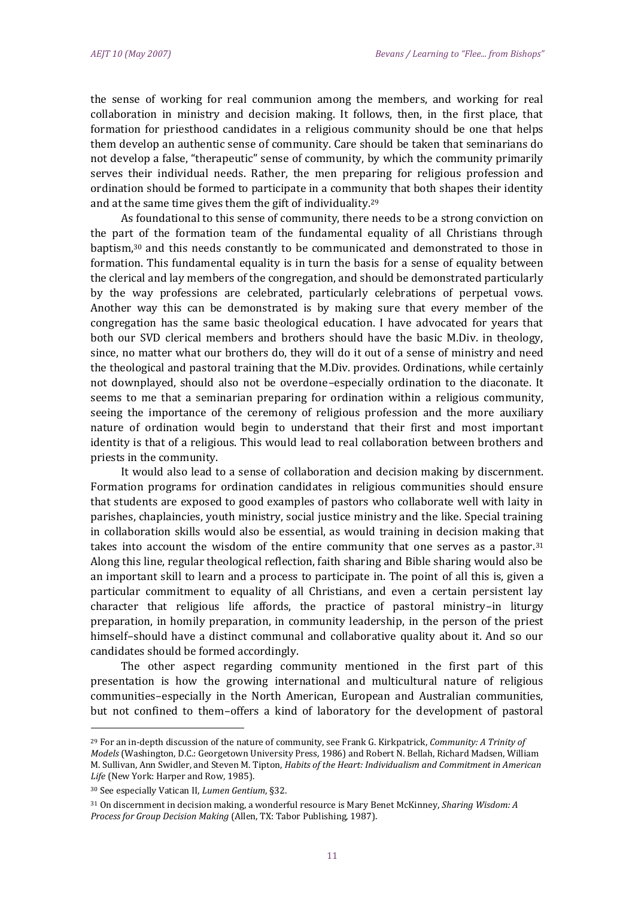the sense of working for real communion among the members, and working for real collaboration in ministry and decision making. It follows, then, in the first place, that formation for priesthood candidates in a religious community should be one that helps them develop an authentic sense of community. Care should be taken that seminarians do not develop a false, "therapeutic" sense of community, by which the community primarily serves their individual needs. Rather, the men preparing for religious profession and ordination should be formed to participate in a community that both shapes their identity and at the same time gives them the gift of individuality.[29]

As foundational to this sense of community, there needs to be a strong conviction on the part of the formation team of the fundamental equality of all Christians through baptism,[30] and this needs constantly to be communicated and demonstrated to those in formation. This fundamental equality is in turn the basis for a sense of equality between the clerical and lay members of the congregation, and should be demonstrated particularly by the way professions are celebrated, particularly celebrations of perpetual vows. Another way this can be demonstrated is by making sure that every member of the congregation has the same basic theological education. I have advocated for years that both our SVD clerical members and brothers should have the basic M.Div. in theology, since, no matter what our brothers do, they will do it out of a sense of ministry and need the theological and pastoral training that the M.Div. provides. Ordinations, while certainly not downplayed, should also not be overdone–especially ordination to the diaconate. It seems to me that a seminarian preparing for ordination within a religious community, seeing the importance of the ceremony of religious profession and the more auxiliary nature of ordination would begin to understand that their first and most important identity is that of a religious. This would lead to real collaboration between brothers and priests in the community.

It would also lead to a sense of collaboration and decision making by discernment. Formation programs for ordination candidates in religious communities should ensure that students are exposed to good examples of pastors who collaborate well with laity in parishes, chaplaincies, youth ministry, social justice ministry and the like. Special training in collaboration skills would also be essential, as would training in decision making that takes into account the wisdom of the entire community that one serves as a pastor.[31] Along this line, regular theological reflection, faith sharing and Bible sharing would also be an important skill to learn and a process to participate in. The point of all this is, given a particular commitment to equality of all Christians, and even a certain persistent lay character that religious life affords, the practice of pastoral ministry–in liturgy preparation, in homily preparation, in community leadership, in the person of the priest himself–should have a distinct communal and collaborative quality about it. And so our candidates should be formed accordingly.

The other aspect regarding community mentioned in the first part of this presentation is how the growing international and multicultural nature of religious communities–especially in the North American, European and Australian communities, but not confined to them–offers a kind of laboratory for the development of pastoral

---

[29] For an in-depth discussion of the nature of community, see Frank G. Kirkpatrick, *Community: A Trinity of Models* (Washington, D.C.: Georgetown University Press, 1986) and Robert N. Bellah, Richard Madsen, William M. Sullivan, Ann Swidler, and Steven M. Tipton, *Habits of the Heart: Individualism and Commitment in American Life* (New York: Harper and Row, 1985).

[30] See especially Vatican II, *Lumen Gentium*, §32.

[31] On discernment in decision making, a wonderful resource is Mary Benet McKinney, *Sharing Wisdom: A Process for Group Decision Making* (Allen, TX: Tabor Publishing, 1987).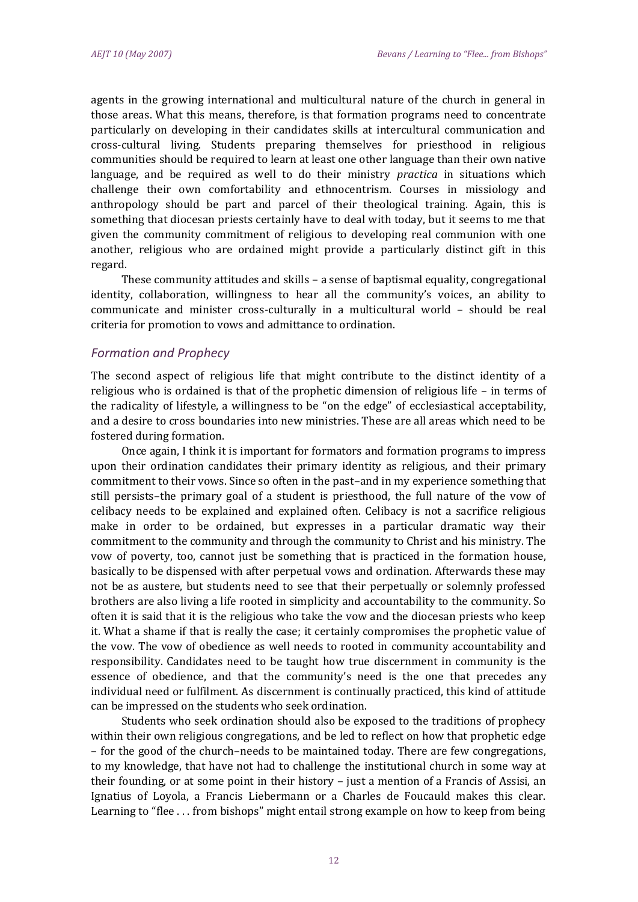agents in the growing international and multicultural nature of the church in general in those areas. What this means, therefore, is that formation programs need to concentrate particularly on developing in their candidates skills at intercultural communication and cross-cultural living. Students preparing themselves for priesthood in religious communities should be required to learn at least one other language than their own native language, and be required as well to do their ministry *practica* in situations which challenge their own comfortability and ethnocentrism. Courses in missiology and anthropology should be part and parcel of their theological training. Again, this is something that diocesan priests certainly have to deal with today, but it seems to me that given the community commitment of religious to developing real communion with one another, religious who are ordained might provide a particularly distinct gift in this regard.

These community attitudes and skills – a sense of baptismal equality, congregational identity, collaboration, willingness to hear all the community's voices, an ability to communicate and minister cross-culturally in a multicultural world – should be real criteria for promotion to vows and admittance to ordination.

## *Formation and Prophecy*

The second aspect of religious life that might contribute to the distinct identity of a religious who is ordained is that of the prophetic dimension of religious life – in terms of the radicality of lifestyle, a willingness to be "on the edge" of ecclesiastical acceptability, and a desire to cross boundaries into new ministries. These are all areas which need to be fostered during formation.

Once again, I think it is important for formators and formation programs to impress upon their ordination candidates their primary identity as religious, and their primary commitment to their vows. Since so often in the past–and in my experience something that still persists–the primary goal of a student is priesthood, the full nature of the vow of celibacy needs to be explained and explained often. Celibacy is not a sacrifice religious make in order to be ordained, but expresses in a particular dramatic way their commitment to the community and through the community to Christ and his ministry. The vow of poverty, too, cannot just be something that is practiced in the formation house, basically to be dispensed with after perpetual vows and ordination. Afterwards these may not be as austere, but students need to see that their perpetually or solemnly professed brothers are also living a life rooted in simplicity and accountability to the community. So often it is said that it is the religious who take the vow and the diocesan priests who keep it. What a shame if that is really the case; it certainly compromises the prophetic value of the vow. The vow of obedience as well needs to rooted in community accountability and responsibility. Candidates need to be taught how true discernment in community is the essence of obedience, and that the community's need is the one that precedes any individual need or fulfilment. As discernment is continually practiced, this kind of attitude can be impressed on the students who seek ordination.

Students who seek ordination should also be exposed to the traditions of prophecy within their own religious congregations, and be led to reflect on how that prophetic edge – for the good of the church–needs to be maintained today. There are few congregations, to my knowledge, that have not had to challenge the institutional church in some way at their founding, or at some point in their history – just a mention of a Francis of Assisi, an Ignatius of Loyola, a Francis Liebermann or a Charles de Foucauld makes this clear. Learning to "flee . . . from bishops" might entail strong example on how to keep from being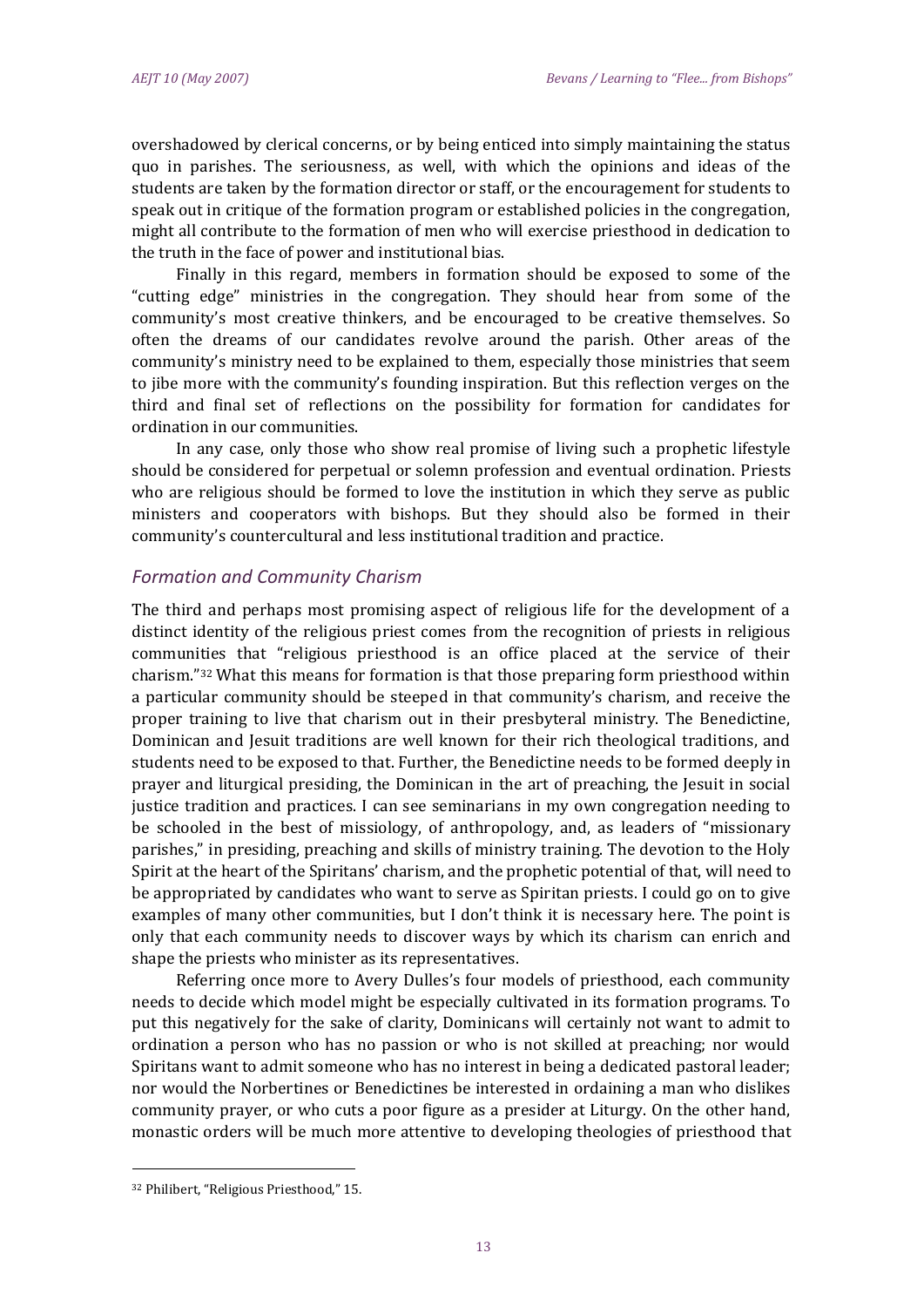overshadowed by clerical concerns, or by being enticed into simply maintaining the status quo in parishes. The seriousness, as well, with which the opinions and ideas of the students are taken by the formation director or staff, or the encouragement for students to speak out in critique of the formation program or established policies in the congregation, might all contribute to the formation of men who will exercise priesthood in dedication to the truth in the face of power and institutional bias.

Finally in this regard, members in formation should be exposed to some of the "cutting edge" ministries in the congregation. They should hear from some of the community's most creative thinkers, and be encouraged to be creative themselves. So often the dreams of our candidates revolve around the parish. Other areas of the community's ministry need to be explained to them, especially those ministries that seem to jibe more with the community's founding inspiration. But this reflection verges on the third and final set of reflections on the possibility for formation for candidates for ordination in our communities.

In any case, only those who show real promise of living such a prophetic lifestyle should be considered for perpetual or solemn profession and eventual ordination. Priests who are religious should be formed to love the institution in which they serve as public ministers and cooperators with bishops. But they should also be formed in their community's countercultural and less institutional tradition and practice.

## *Formation and Community Charism*

The third and perhaps most promising aspect of religious life for the development of a distinct identity of the religious priest comes from the recognition of priests in religious communities that "religious priesthood is an office placed at the service of their charism."[32] What this means for formation is that those preparing form priesthood within a particular community should be steeped in that community's charism, and receive the proper training to live that charism out in their presbyteral ministry. The Benedictine, Dominican and Jesuit traditions are well known for their rich theological traditions, and students need to be exposed to that. Further, the Benedictine needs to be formed deeply in prayer and liturgical presiding, the Dominican in the art of preaching, the Jesuit in social justice tradition and practices. I can see seminarians in my own congregation needing to be schooled in the best of missiology, of anthropology, and, as leaders of "missionary parishes," in presiding, preaching and skills of ministry training. The devotion to the Holy Spirit at the heart of the Spiritans' charism, and the prophetic potential of that, will need to be appropriated by candidates who want to serve as Spiritan priests. I could go on to give examples of many other communities, but I don't think it is necessary here. The point is only that each community needs to discover ways by which its charism can enrich and shape the priests who minister as its representatives.

Referring once more to Avery Dulles's four models of priesthood, each community needs to decide which model might be especially cultivated in its formation programs. To put this negatively for the sake of clarity, Dominicans will certainly not want to admit to ordination a person who has no passion or who is not skilled at preaching; nor would Spiritans want to admit someone who has no interest in being a dedicated pastoral leader; nor would the Norbertines or Benedictines be interested in ordaining a man who dislikes community prayer, or who cuts a poor figure as a presider at Liturgy. On the other hand, monastic orders will be much more attentive to developing theologies of priesthood that

---

[32] Philibert, "Religious Priesthood," 15.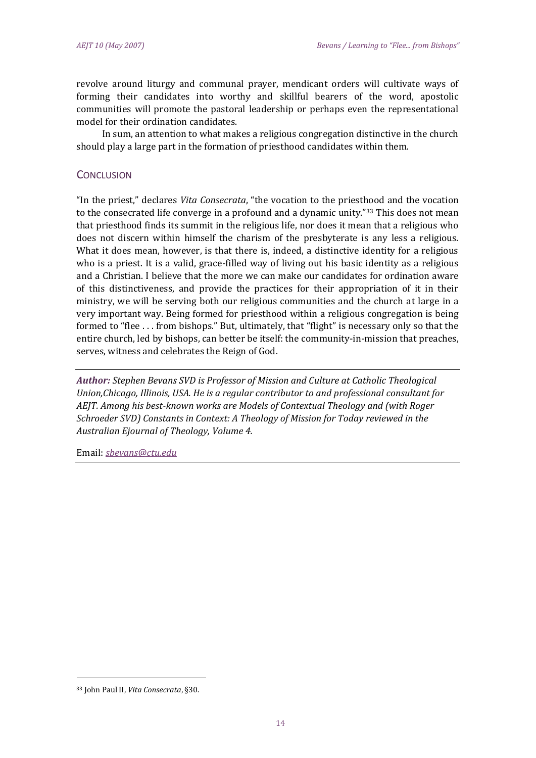revolve around liturgy and communal prayer, mendicant orders will cultivate ways of forming their candidates into worthy and skillful bearers of the word, apostolic communities will promote the pastoral leadership or perhaps even the representational model for their ordination candidates.

In sum, an attention to what makes a religious congregation distinctive in the church should play a large part in the formation of priesthood candidates within them.

## Conclusion

"In the priest," declares *Vita Consecrata*, "the vocation to the priesthood and the vocation to the consecrated life converge in a profound and a dynamic unity."[33] This does not mean that priesthood finds its summit in the religious life, nor does it mean that a religious who does not discern within himself the charism of the presbyterate is any less a religious. What it does mean, however, is that there is, indeed, a distinctive identity for a religious who is a priest. It is a valid, grace-filled way of living out his basic identity as a religious and a Christian. I believe that the more we can make our candidates for ordination aware of this distinctiveness, and provide the practices for their appropriation of it in their ministry, we will be serving both our religious communities and the church at large in a very important way. Being formed for priesthood within a religious congregation is being formed to "flee . . . from bishops." But, ultimately, that "flight" is necessary only so that the entire church, led by bishops, can better be itself: the community-in-mission that preaches, serves, witness and celebrates the Reign of God.

---

***Author:*** *Stephen Bevans SVD is Professor of Mission and Culture at Catholic Theological Union,Chicago, Illinois, USA. He is a regular contributor to and professional consultant for AEJT. Among his best-known works are Models of Contextual Theology and (with Roger Schroeder SVD) Constants in Context: A Theology of Mission for Today reviewed in the Australian Ejournal of Theology, Volume 4.*

Email: sbevans@ctu.edu

---

[33] John Paul II, *Vita Consecrata*, §30.